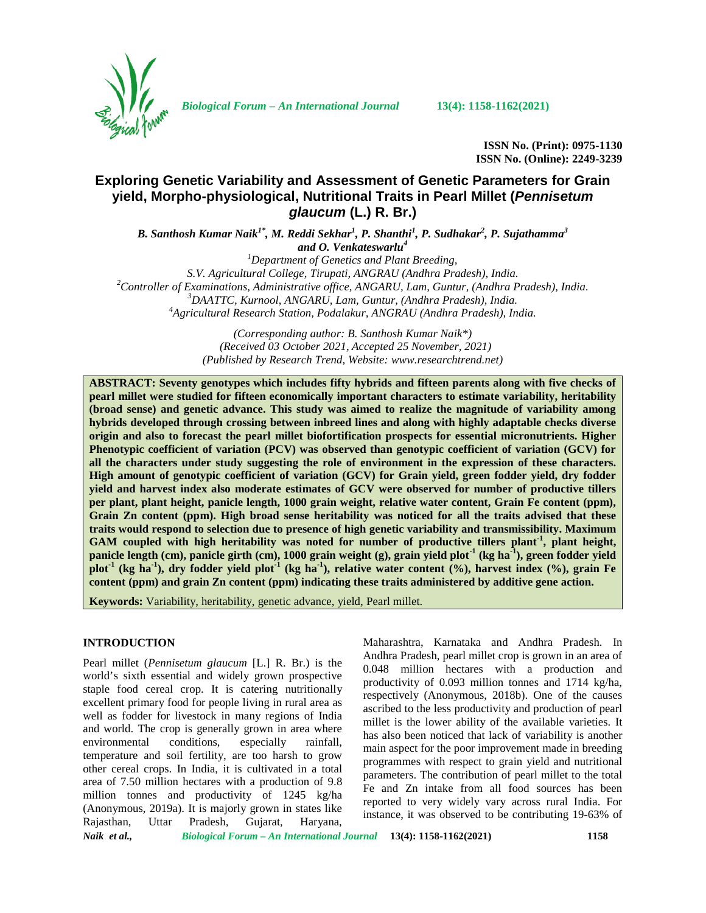**ISSN No. (Print): 0975-1130**
**ISSN No. (Online): 2249-3239**

# Exploring Genetic Variability and Assessment of Genetic Parameters for Grain yield, Morpho-physiological, Nutritional Traits in Pearl Millet (*Pennisetum glaucum* (L.) R. Br.)

***B. Santhosh Kumar Naik[1*], M. Reddi Sekhar[1], P. Shanthi[1], P. Sudhakar[2], P. Sujathamma[3] and O. Venkateswarlu[4]***

[1]*Department of Genetics and Plant Breeding, S.V. Agricultural College, Tirupati, ANGRAU (Andhra Pradesh), India.*
[2]*Controller of Examinations, Administrative office, ANGARU, Lam, Guntur, (Andhra Pradesh), India.*
[3]*DAATTC, Kurnool, ANGARU, Lam, Guntur, (Andhra Pradesh), India.*
[4]*Agricultural Research Station, Podalakur, ANGRAU (Andhra Pradesh), India.*

*(Corresponding author: B. Santhosh Kumar Naik\*)*
*(Received 03 October 2021, Accepted 25 November, 2021)*
*(Published by Research Trend, Website: www.researchtrend.net)*

**ABSTRACT: Seventy genotypes which includes fifty hybrids and fifteen parents along with five checks of pearl millet were studied for fifteen economically important characters to estimate variability, heritability (broad sense) and genetic advance. This study was aimed to realize the magnitude of variability among hybrids developed through crossing between inbreed lines and along with highly adaptable checks diverse origin and also to forecast the pearl millet biofortification prospects for essential micronutrients. Higher Phenotypic coefficient of variation (PCV) was observed than genotypic coefficient of variation (GCV) for all the characters under study suggesting the role of environment in the expression of these characters. High amount of genotypic coefficient of variation (GCV) for Grain yield, green fodder yield, dry fodder yield and harvest index also moderate estimates of GCV were observed for number of productive tillers per plant, plant height, panicle length, 1000 grain weight, relative water content, Grain Fe content (ppm), Grain Zn content (ppm). High broad sense heritability was noticed for all the traits advised that these traits would respond to selection due to presence of high genetic variability and transmissibility. Maximum GAM coupled with high heritability was noted for number of productive tillers plant$^{-1}$, plant height, panicle length (cm), panicle girth (cm), 1000 grain weight (g), grain yield plot$^{-1}$ (kg ha$^{-1}$), green fodder yield plot$^{-1}$ (kg ha$^{-1}$), dry fodder yield plot$^{-1}$ (kg ha$^{-1}$), relative water content (%), harvest index (%), grain Fe content (ppm) and grain Zn content (ppm) indicating these traits administered by additive gene action.**

**Keywords:** Variability, heritability, genetic advance, yield, Pearl millet.

## INTRODUCTION

Pearl millet (*Pennisetum glaucum* [L.] R. Br.) is the world's sixth essential and widely grown prospective staple food cereal crop. It is catering nutritionally excellent primary food for people living in rural area as well as fodder for livestock in many regions of India and world. The crop is generally grown in area where environmental conditions, especially rainfall, temperature and soil fertility, are too harsh to grow other cereal crops. In India, it is cultivated in a total area of 7.50 million hectares with a production of 9.8 million tonnes and productivity of 1245 kg/ha (Anonymous, 2019a). It is majorly grown in states like Rajasthan, Uttar Pradesh, Gujarat, Haryana, Maharashtra, Karnataka and Andhra Pradesh. In Andhra Pradesh, pearl millet crop is grown in an area of 0.048 million hectares with a production and productivity of 0.093 million tonnes and 1714 kg/ha, respectively (Anonymous, 2018b). One of the causes ascribed to the less productivity and production of pearl millet is the lower ability of the available varieties. It has also been noticed that lack of variability is another main aspect for the poor improvement made in breeding programmes with respect to grain yield and nutritional parameters. The contribution of pearl millet to the total Fe and Zn intake from all food sources has been reported to very widely vary across rural India. For instance, it was observed to be contributing 19-63% of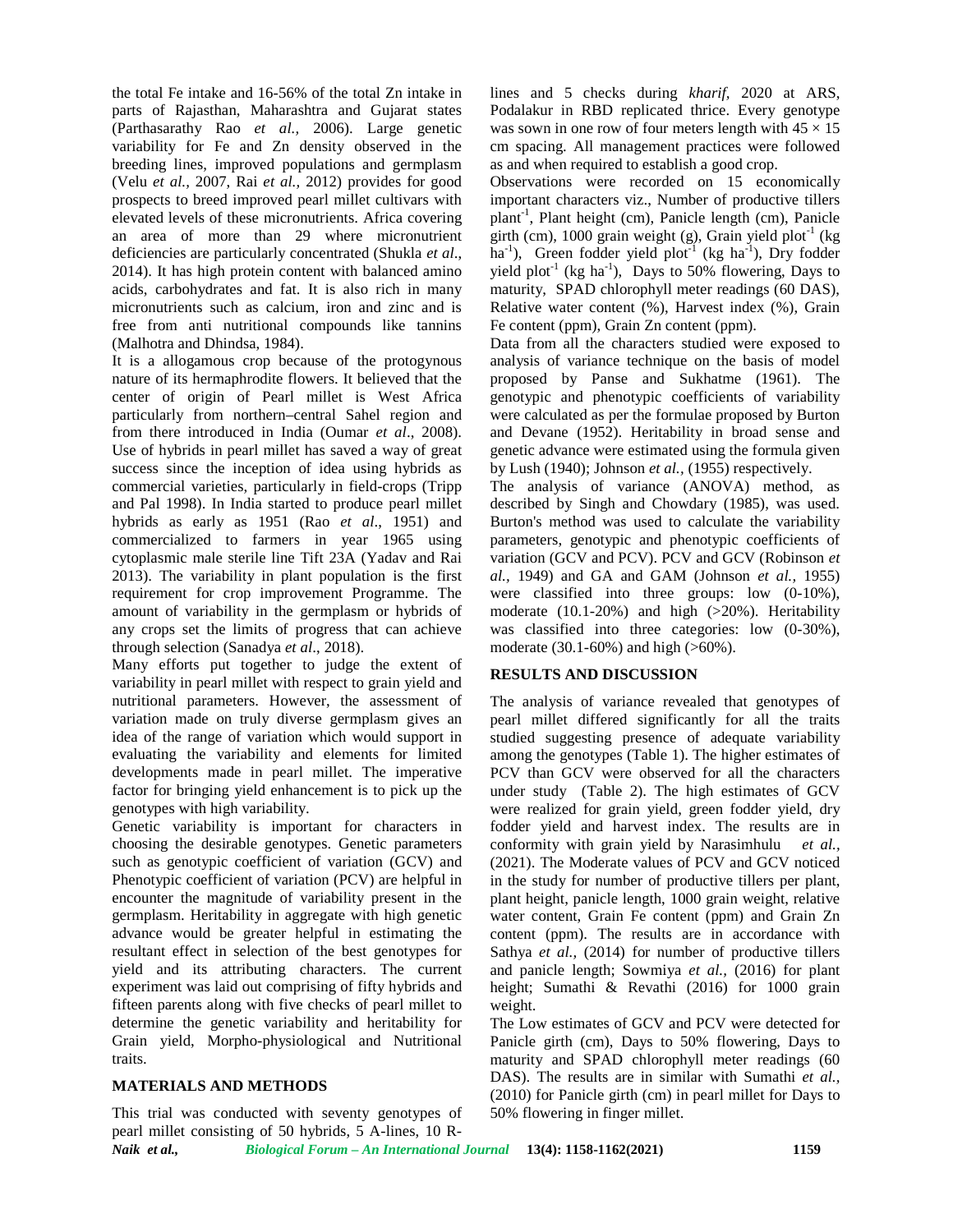the total Fe intake and 16-56% of the total Zn intake in parts of Rajasthan, Maharashtra and Gujarat states (Parthasarathy Rao *et al.,* 2006). Large genetic variability for Fe and Zn density observed in the breeding lines, improved populations and germplasm (Velu *et al.*, 2007, Rai *et al.,* 2012) provides for good prospects to breed improved pearl millet cultivars with elevated levels of these micronutrients. Africa covering an area of more than 29 where micronutrient deficiencies are particularly concentrated (Shukla *et al*., 2014). It has high protein content with balanced amino acids, carbohydrates and fat. It is also rich in many micronutrients such as calcium, iron and zinc and is free from anti nutritional compounds like tannins (Malhotra and Dhindsa, 1984).

It is a allogamous crop because of the protogynous nature of its hermaphrodite flowers. It believed that the center of origin of Pearl millet is West Africa particularly from northern–central Sahel region and from there introduced in India (Oumar *et al*., 2008). Use of hybrids in pearl millet has saved a way of great success since the inception of idea using hybrids as commercial varieties, particularly in field-crops (Tripp and Pal 1998). In India started to produce pearl millet hybrids as early as 1951 (Rao *et al*., 1951) and commercialized to farmers in year 1965 using cytoplasmic male sterile line Tift 23A (Yadav and Rai 2013). The variability in plant population is the first requirement for crop improvement Programme. The amount of variability in the germplasm or hybrids of any crops set the limits of progress that can achieve through selection (Sanadya *et al*., 2018).

Many efforts put together to judge the extent of variability in pearl millet with respect to grain yield and nutritional parameters. However, the assessment of variation made on truly diverse germplasm gives an idea of the range of variation which would support in evaluating the variability and elements for limited developments made in pearl millet. The imperative factor for bringing yield enhancement is to pick up the genotypes with high variability.

Genetic variability is important for characters in choosing the desirable genotypes. Genetic parameters such as genotypic coefficient of variation (GCV) and Phenotypic coefficient of variation (PCV) are helpful in encounter the magnitude of variability present in the germplasm. Heritability in aggregate with high genetic advance would be greater helpful in estimating the resultant effect in selection of the best genotypes for yield and its attributing characters. The current experiment was laid out comprising of fifty hybrids and fifteen parents along with five checks of pearl millet to determine the genetic variability and heritability for Grain yield, Morpho-physiological and Nutritional traits.

## MATERIALS AND METHODS

This trial was conducted with seventy genotypes of pearl millet consisting of 50 hybrids, 5 A-lines, 10 R-lines and 5 checks during *kharif,* 2020 at ARS, Podalakur in RBD replicated thrice. Every genotype was sown in one row of four meters length with $45 \times 15$ cm spacing. All management practices were followed as and when required to establish a good crop.

Observations were recorded on 15 economically important characters viz., Number of productive tillers plant$^{-1}$, Plant height (cm), Panicle length (cm), Panicle girth (cm), 1000 grain weight (g), Grain yield plot$^{-1}$ (kg ha$^{-1}$), Green fodder yield plot$^{-1}$ (kg ha$^{-1}$), Dry fodder yield plot$^{-1}$ (kg ha$^{-1}$), Days to 50% flowering, Days to maturity, SPAD chlorophyll meter readings (60 DAS), Relative water content (%), Harvest index (%), Grain Fe content (ppm), Grain Zn content (ppm).

Data from all the characters studied were exposed to analysis of variance technique on the basis of model proposed by Panse and Sukhatme (1961). The genotypic and phenotypic coefficients of variability were calculated as per the formulae proposed by Burton and Devane (1952). Heritability in broad sense and genetic advance were estimated using the formula given by Lush (1940); Johnson *et al.,* (1955) respectively.

The analysis of variance (ANOVA) method, as described by Singh and Chowdary (1985), was used. Burton's method was used to calculate the variability parameters, genotypic and phenotypic coefficients of variation (GCV and PCV). PCV and GCV (Robinson *et al.,* 1949) and GA and GAM (Johnson *et al.,* 1955) were classified into three groups: low (0-10%), moderate (10.1-20%) and high (>20%). Heritability was classified into three categories: low (0-30%), moderate (30.1-60%) and high (>60%).

## RESULTS AND DISCUSSION

The analysis of variance revealed that genotypes of pearl millet differed significantly for all the traits studied suggesting presence of adequate variability among the genotypes (Table 1). The higher estimates of PCV than GCV were observed for all the characters under study (Table 2). The high estimates of GCV were realized for grain yield, green fodder yield, dry fodder yield and harvest index. The results are in conformity with grain yield by Narasimhulu *et al.,* (2021). The Moderate values of PCV and GCV noticed in the study for number of productive tillers per plant, plant height, panicle length, 1000 grain weight, relative water content, Grain Fe content (ppm) and Grain Zn content (ppm). The results are in accordance with Sathya *et al.,* (2014) for number of productive tillers and panicle length; Sowmiya *et al.,* (2016) for plant height; Sumathi & Revathi (2016) for 1000 grain weight.

The Low estimates of GCV and PCV were detected for Panicle girth (cm), Days to 50% flowering, Days to maturity and SPAD chlorophyll meter readings (60 DAS). The results are in similar with Sumathi *et al.,* (2010) for Panicle girth (cm) in pearl millet for Days to 50% flowering in finger millet.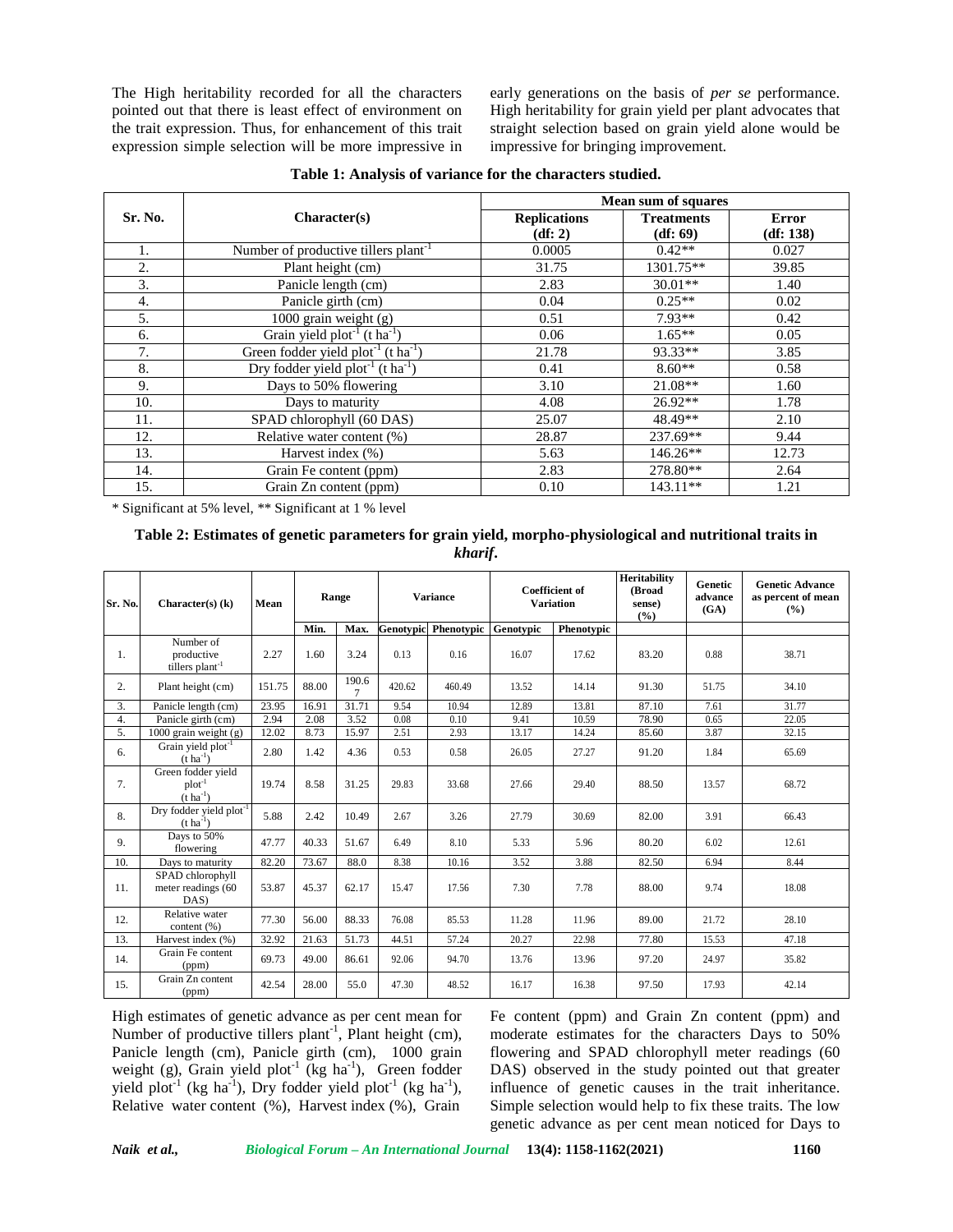The High heritability recorded for all the characters pointed out that there is least effect of environment on the trait expression. Thus, for enhancement of this trait expression simple selection will be more impressive in early generations on the basis of *per se* performance. High heritability for grain yield per plant advocates that straight selection based on grain yield alone would be impressive for bringing improvement.

**Table 1: Analysis of variance for the characters studied.**

| Sr. No. | Character(s) | Mean sum of squares | | |
|---|---|---|---|---|
| | | Replications (df: 2) | Treatments (df: 69) | Error (df: 138) |
| 1. | Number of productive tillers plant$^{-1}$ | 0.0005 | 0.42** | 0.027 |
| 2. | Plant height (cm) | 31.75 | 1301.75** | 39.85 |
| 3. | Panicle length (cm) | 2.83 | 30.01** | 1.40 |
| 4. | Panicle girth (cm) | 0.04 | 0.25** | 0.02 |
| 5. | 1000 grain weight (g) | 0.51 | 7.93** | 0.42 |
| 6. | Grain yield plot$^{-1}$ (t ha$^{-1}$) | 0.06 | 1.65** | 0.05 |
| 7. | Green fodder yield plot$^{-1}$ (t ha$^{-1}$) | 21.78 | 93.33** | 3.85 |
| 8. | Dry fodder yield plot$^{-1}$ (t ha$^{-1}$) | 0.41 | 8.60** | 0.58 |
| 9. | Days to 50% flowering | 3.10 | 21.08** | 1.60 |
| 10. | Days to maturity | 4.08 | 26.92** | 1.78 |
| 11. | SPAD chlorophyll (60 DAS) | 25.07 | 48.49** | 2.10 |
| 12. | Relative water content (%) | 28.87 | 237.69** | 9.44 |
| 13. | Harvest index (%) | 5.63 | 146.26** | 12.73 |
| 14. | Grain Fe content (ppm) | 2.83 | 278.80** | 2.64 |
| 15. | Grain Zn content (ppm) | 0.10 | 143.11** | 1.21 |

\* Significant at 5% level, ** Significant at 1 % level

**Table 2: Estimates of genetic parameters for grain yield, morpho-physiological and nutritional traits in *kharif*.**

| Sr. No. | Character(s) (k) | Mean | Range | | Variance | | Coefficient of Variation | | Heritability (Broad sense) (%) | Genetic advance (GA) | Genetic Advance as percent of mean (%) |
|---|---|---|---|---|---|---|---|---|---|---|---|
| | | | Min. | Max. | Genotypic | Phenotypic | Genotypic | Phenotypic | | | |
| 1. | Number of productive tillers plant$^{-1}$ | 2.27 | 1.60 | 3.24 | 0.13 | 0.16 | 16.07 | 17.62 | 83.20 | 0.88 | 38.71 |
| 2. | Plant height (cm) | 151.75 | 88.00 | 190.67 | 420.62 | 460.49 | 13.52 | 14.14 | 91.30 | 51.75 | 34.10 |
| 3. | Panicle length (cm) | 23.95 | 16.91 | 31.71 | 9.54 | 10.94 | 12.89 | 13.81 | 87.10 | 7.61 | 31.77 |
| 4. | Panicle girth (cm) | 2.94 | 2.08 | 3.52 | 0.08 | 0.10 | 9.41 | 10.59 | 78.90 | 0.65 | 22.05 |
| 5. | 1000 grain weight (g) | 12.02 | 8.73 | 15.97 | 2.51 | 2.93 | 13.17 | 14.24 | 85.60 | 3.87 | 32.15 |
| 6. | Grain yield plot$^{-1}$ (t ha$^{-1}$) | 2.80 | 1.42 | 4.36 | 0.53 | 0.58 | 26.05 | 27.27 | 91.20 | 1.84 | 65.69 |
| 7. | Green fodder yield plot$^{-1}$ (t ha$^{-1}$) | 19.74 | 8.58 | 31.25 | 29.83 | 33.68 | 27.66 | 29.40 | 88.50 | 13.57 | 68.72 |
| 8. | Dry fodder yield plot$^{-1}$ (t ha$^{-1}$) | 5.88 | 2.42 | 10.49 | 2.67 | 3.26 | 27.79 | 30.69 | 82.00 | 3.91 | 66.43 |
| 9. | Days to 50% flowering | 47.77 | 40.33 | 51.67 | 6.49 | 8.10 | 5.33 | 5.96 | 80.20 | 6.02 | 12.61 |
| 10. | Days to maturity | 82.20 | 73.67 | 88.0 | 8.38 | 10.16 | 3.52 | 3.88 | 82.50 | 6.94 | 8.44 |
| 11. | SPAD chlorophyll meter readings (60 DAS) | 53.87 | 45.37 | 62.17 | 15.47 | 17.56 | 7.30 | 7.78 | 88.00 | 9.74 | 18.08 |
| 12. | Relative water content (%) | 77.30 | 56.00 | 88.33 | 76.08 | 85.53 | 11.28 | 11.96 | 89.00 | 21.72 | 28.10 |
| 13. | Harvest index (%) | 32.92 | 21.63 | 51.73 | 44.51 | 57.24 | 20.27 | 22.98 | 77.80 | 15.53 | 47.18 |
| 14. | Grain Fe content (ppm) | 69.73 | 49.00 | 86.61 | 92.06 | 94.70 | 13.76 | 13.96 | 97.20 | 24.97 | 35.82 |
| 15. | Grain Zn content (ppm) | 42.54 | 28.00 | 55.0 | 47.30 | 48.52 | 16.17 | 16.38 | 97.50 | 17.93 | 42.14 |

High estimates of genetic advance as per cent mean for Number of productive tillers plant$^{-1}$, Plant height (cm), Panicle length (cm), Panicle girth (cm), 1000 grain weight (g), Grain yield plot$^{-1}$ (kg ha$^{-1}$), Green fodder yield plot$^{-1}$ (kg ha$^{-1}$), Dry fodder yield plot$^{-1}$ (kg ha$^{-1}$), Relative water content (%), Harvest index (%), Grain Fe content (ppm) and Grain Zn content (ppm) and moderate estimates for the characters Days to 50% flowering and SPAD chlorophyll meter readings (60 DAS) observed in the study pointed out that greater influence of genetic causes in the trait inheritance. Simple selection would help to fix these traits. The low genetic advance as per cent mean noticed for Days to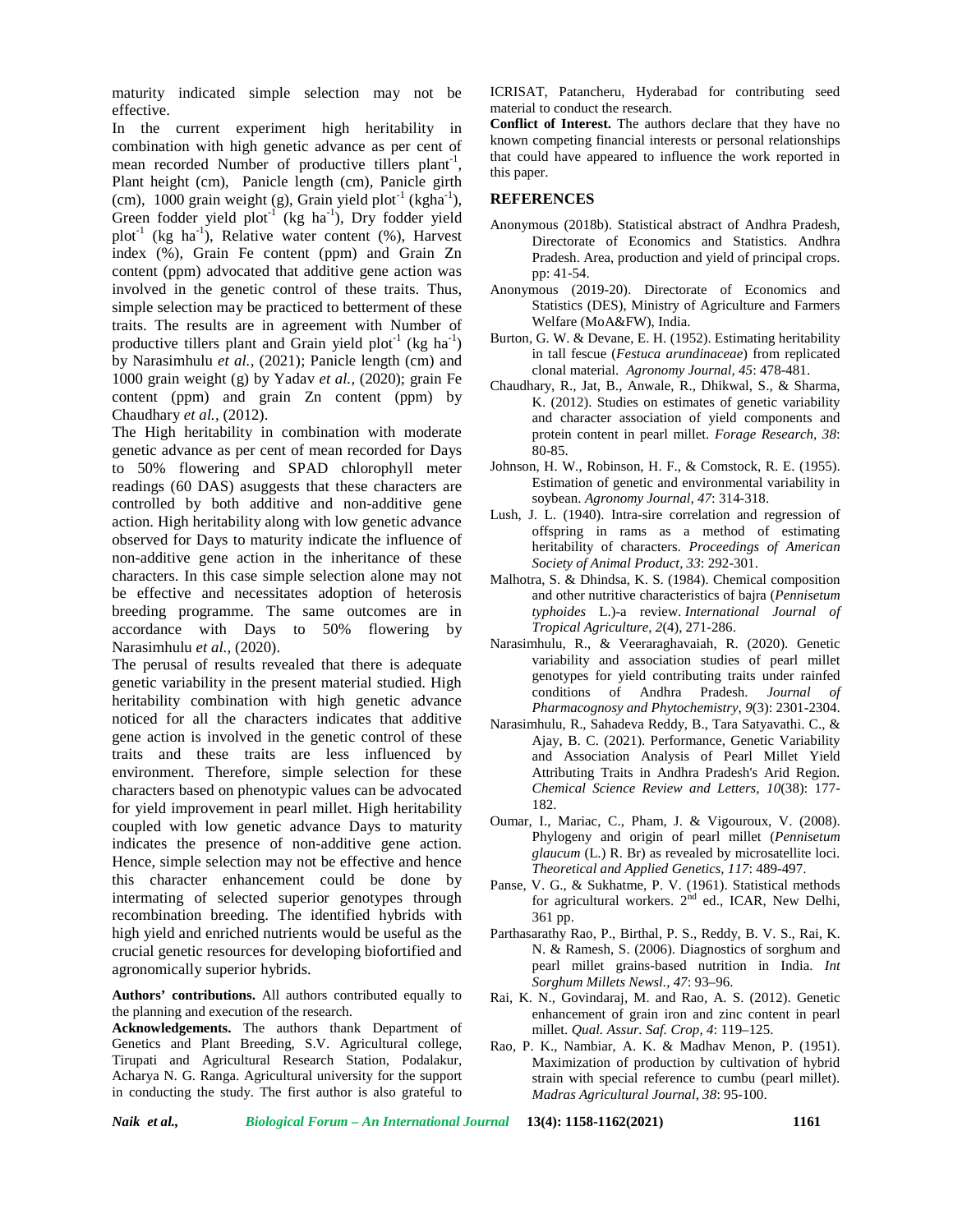maturity indicated simple selection may not be effective.

In the current experiment high heritability in combination with high genetic advance as per cent of mean recorded Number of productive tillers plant$^{-1}$, Plant height (cm), Panicle length (cm), Panicle girth (cm), 1000 grain weight (g), Grain yield plot$^{-1}$ (kgha$^{-1}$), Green fodder yield plot$^{-1}$ (kg ha$^{-1}$), Dry fodder yield plot$^{-1}$ (kg ha$^{-1}$), Relative water content (%), Harvest index (%), Grain Fe content (ppm) and Grain Zn content (ppm) advocated that additive gene action was involved in the genetic control of these traits. Thus, simple selection may be practiced to betterment of these traits. The results are in agreement with Number of productive tillers plant and Grain yield plot$^{-1}$ (kg ha$^{-1}$) by Narasimhulu *et al.,* (2021); Panicle length (cm) and 1000 grain weight (g) by Yadav *et al.,* (2020); grain Fe content (ppm) and grain Zn content (ppm) by Chaudhary *et al.,* (2012).

The High heritability in combination with moderate genetic advance as per cent of mean recorded for Days to 50% flowering and SPAD chlorophyll meter readings (60 DAS) asuggests that these characters are controlled by both additive and non-additive gene action. High heritability along with low genetic advance observed for Days to maturity indicate the influence of non-additive gene action in the inheritance of these characters. In this case simple selection alone may not be effective and necessitates adoption of heterosis breeding programme. The same outcomes are in accordance with Days to 50% flowering by Narasimhulu *et al.,* (2020).

The perusal of results revealed that there is adequate genetic variability in the present material studied. High heritability combination with high genetic advance noticed for all the characters indicates that additive gene action is involved in the genetic control of these traits and these traits are less influenced by environment. Therefore, simple selection for these characters based on phenotypic values can be advocated for yield improvement in pearl millet. High heritability coupled with low genetic advance Days to maturity indicates the presence of non-additive gene action. Hence, simple selection may not be effective and hence this character enhancement could be done by intermating of selected superior genotypes through recombination breeding. The identified hybrids with high yield and enriched nutrients would be useful as the crucial genetic resources for developing biofortified and agronomically superior hybrids.

**Authors' contributions.** All authors contributed equally to the planning and execution of the research.

**Acknowledgements.** The authors thank Department of Genetics and Plant Breeding, S.V. Agricultural college, Tirupati and Agricultural Research Station, Podalakur, Acharya N. G. Ranga. Agricultural university for the support in conducting the study. The first author is also grateful to ICRISAT, Patancheru, Hyderabad for contributing seed material to conduct the research.

**Conflict of Interest.** The authors declare that they have no known competing financial interests or personal relationships that could have appeared to influence the work reported in this paper.

## REFERENCES

Anonymous (2018b). Statistical abstract of Andhra Pradesh, Directorate of Economics and Statistics. Andhra Pradesh. Area, production and yield of principal crops. pp: 41-54.

Anonymous (2019-20). Directorate of Economics and Statistics (DES), Ministry of Agriculture and Farmers Welfare (MoA&FW), India.

Burton, G. W. & Devane, E. H. (1952). Estimating heritability in tall fescue (*Festuca arundinaceae*) from replicated clonal material. *Agronomy Journal, 45*: 478-481.

Chaudhary, R., Jat, B., Anwale, R., Dhikwal, S., & Sharma, K. (2012). Studies on estimates of genetic variability and character association of yield components and protein content in pearl millet. *Forage Research, 38*: 80-85.

Johnson, H. W., Robinson, H. F., & Comstock, R. E. (1955). Estimation of genetic and environmental variability in soybean. *Agronomy Journal, 47*: 314-318.

Lush, J. L. (1940). Intra-sire correlation and regression of offspring in rams as a method of estimating heritability of characters. *Proceedings of American Society of Animal Product, 33*: 292-301.

Malhotra, S. & Dhindsa, K. S. (1984). Chemical composition and other nutritive characteristics of bajra (*Pennisetum typhoides* L.)-a review. *International Journal of Tropical Agriculture, 2*(4), 271-286.

Narasimhulu, R., & Veeraraghavaiah, R. (2020). Genetic variability and association studies of pearl millet genotypes for yield contributing traits under rainfed conditions of Andhra Pradesh. *Journal of Pharmacognosy and Phytochemistry, 9*(3): 2301-2304.

Narasimhulu, R., Sahadeva Reddy, B., Tara Satyavathi. C., & Ajay, B. C. (2021). Performance, Genetic Variability and Association Analysis of Pearl Millet Yield Attributing Traits in Andhra Pradesh's Arid Region. *Chemical Science Review and Letters, 10*(38): 177-182.

Oumar, I., Mariac, C., Pham, J. & Vigouroux, V. (2008). Phylogeny and origin of pearl millet (*Pennisetum glaucum* (L.) R. Br) as revealed by microsatellite loci. *Theoretical and Applied Genetics, 117*: 489-497.

Panse, V. G., & Sukhatme, P. V. (1961). Statistical methods for agricultural workers. 2nd ed., ICAR, New Delhi, 361 pp.

Parthasarathy Rao, P., Birthal, P. S., Reddy, B. V. S., Rai, K. N. & Ramesh, S. (2006). Diagnostics of sorghum and pearl millet grains-based nutrition in India. *Int Sorghum Millets Newsl., 47*: 93–96.

Rai, K. N., Govindaraj, M. and Rao, A. S. (2012). Genetic enhancement of grain iron and zinc content in pearl millet. *Qual. Assur. Saf. Crop, 4*: 119–125.

Rao, P. K., Nambiar, A. K. & Madhav Menon, P. (1951). Maximization of production by cultivation of hybrid strain with special reference to cumbu (pearl millet). *Madras Agricultural Journal, 38*: 95-100.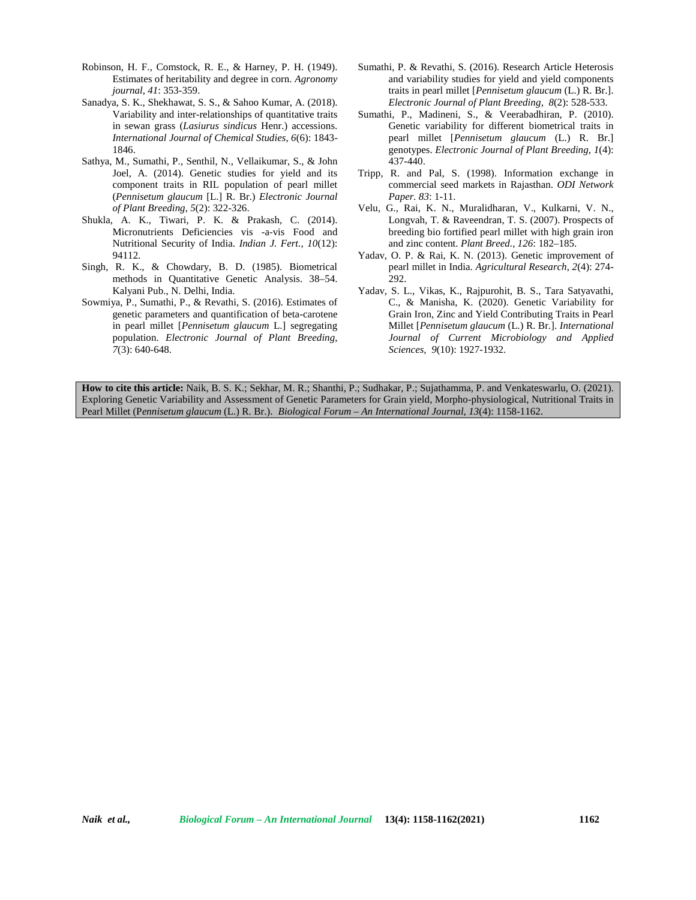Robinson, H. F., Comstock, R. E., & Harney, P. H. (1949). Estimates of heritability and degree in corn. *Agronomy journal*, *41*: 353-359.

Sanadya, S. K., Shekhawat, S. S., & Sahoo Kumar, A. (2018). Variability and inter-relationships of quantitative traits in sewan grass (*Lasiurus sindicus* Henr.) accessions. *International Journal of Chemical Studies, 6*(6): 1843-1846.

Sathya, M., Sumathi, P., Senthil, N., Vellaikumar, S., & John Joel, A. (2014). Genetic studies for yield and its component traits in RIL population of pearl millet (*Pennisetum glaucum* [L.] R. Br.) *Electronic Journal of Plant Breeding*, *5*(2): 322-326.

Shukla, A. K., Tiwari, P. K. & Prakash, C. (2014). Micronutrients Deficiencies vis -a-vis Food and Nutritional Security of India. *Indian J. Fert., 10*(12): 94112.

Singh, R. K., & Chowdary, B. D. (1985). Biometrical methods in Quantitative Genetic Analysis. 38–54. Kalyani Pub., N. Delhi, India.

Sowmiya, P., Sumathi, P., & Revathi, S. (2016). Estimates of genetic parameters and quantification of beta-carotene in pearl millet [*Pennisetum glaucum* L.] segregating population. *Electronic Journal of Plant Breeding, 7*(3): 640-648.

Sumathi, P. & Revathi, S. (2016). Research Article Heterosis and variability studies for yield and yield components traits in pearl millet [*Pennisetum glaucum* (L.) R. Br.]. *Electronic Journal of Plant Breeding, 8*(2): 528-533.

Sumathi, P., Madineni, S., & Veerabadhiran, P. (2010). Genetic variability for different biometrical traits in pearl millet [*Pennisetum glaucum* (L.) R. Br.] genotypes. *Electronic Journal of Plant Breeding*, *1*(4): 437-440.

Tripp, R. and Pal, S. (1998). Information exchange in commercial seed markets in Rajasthan. *ODI Network Paper*. *83*: 1-11.

Velu, G., Rai, K. N., Muralidharan, V., Kulkarni, V. N., Longvah, T. & Raveendran, T. S. (2007). Prospects of breeding bio fortified pearl millet with high grain iron and zinc content. *Plant Breed., 126*: 182–185.

Yadav, O. P. & Rai, K. N. (2013). Genetic improvement of pearl millet in India. *Agricultural Research*, *2*(4): 274-292.

Yadav, S. L., Vikas, K., Rajpurohit, B. S., Tara Satyavathi, C., & Manisha, K. (2020). Genetic Variability for Grain Iron, Zinc and Yield Contributing Traits in Pearl Millet [*Pennisetum glaucum* (L.) R. Br.]. *International Journal of Current Microbiology and Applied Sciences, 9*(10): 1927-1932.

**How to cite this article:** Naik, B. S. K.; Sekhar, M. R.; Shanthi, P.; Sudhakar, P.; Sujathamma, P. and Venkateswarlu, O. (2021). Exploring Genetic Variability and Assessment of Genetic Parameters for Grain yield, Morpho-physiological, Nutritional Traits in Pearl Millet (P*ennisetum glaucum* (L.) R. Br.). *Biological Forum – An International Journal*, *13*(4): 1158-1162.